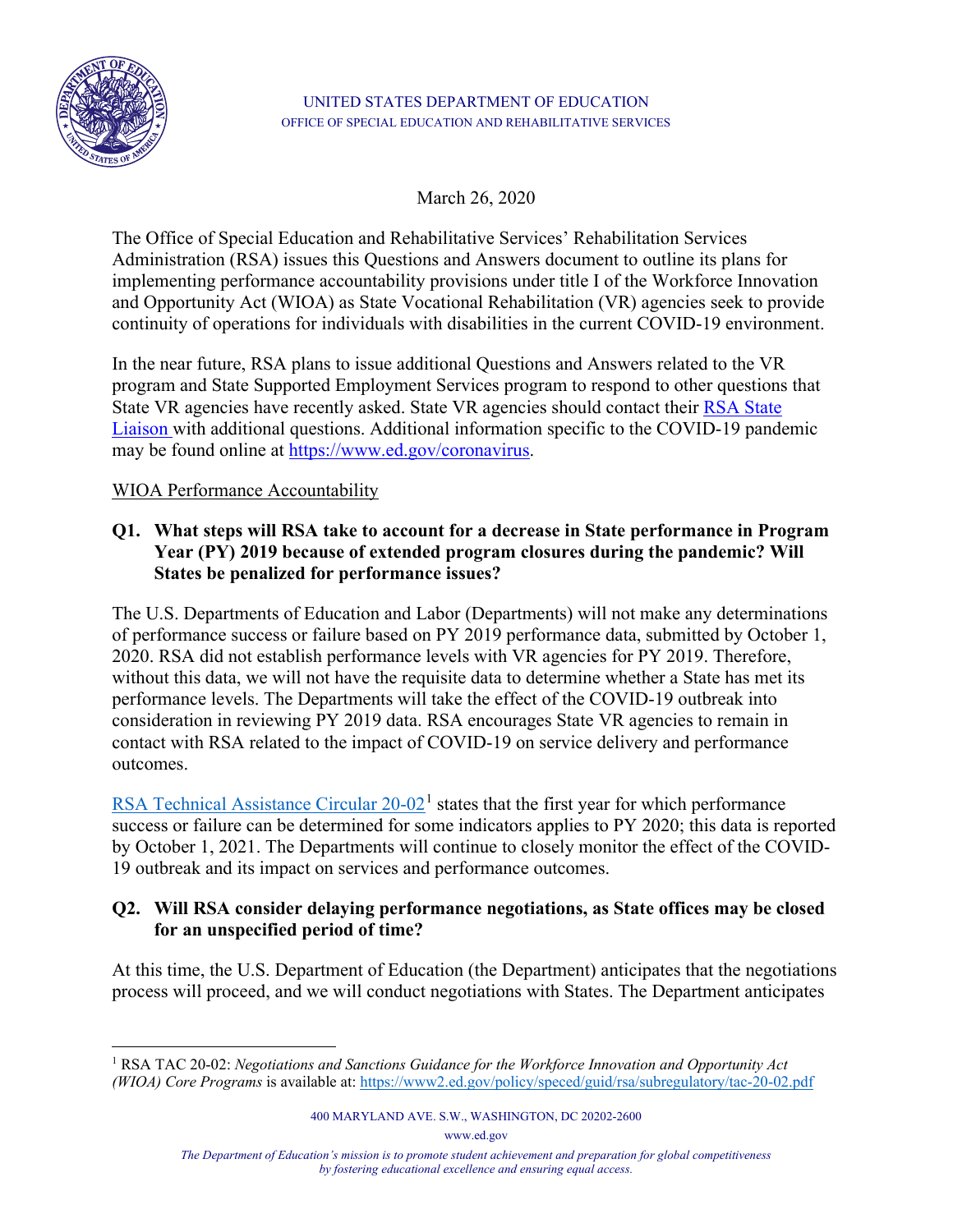UNITED STATES DEPARTMENT OF EDUCATION
OFFICE OF SPECIAL EDUCATION AND REHABILITATIVE SERVICES

March 26, 2020

The Office of Special Education and Rehabilitative Services' Rehabilitation Services Administration (RSA) issues this Questions and Answers document to outline its plans for implementing performance accountability provisions under title I of the Workforce Innovation and Opportunity Act (WIOA) as State Vocational Rehabilitation (VR) agencies seek to provide continuity of operations for individuals with disabilities in the current COVID-19 environment.

In the near future, RSA plans to issue additional Questions and Answers related to the VR program and State Supported Employment Services program to respond to other questions that State VR agencies have recently asked. State VR agencies should contact their RSA State Liaison with additional questions. Additional information specific to the COVID-19 pandemic may be found online at https://www.ed.gov/coronavirus.

WIOA Performance Accountability

**Q1. What steps will RSA take to account for a decrease in State performance in Program Year (PY) 2019 because of extended program closures during the pandemic? Will States be penalized for performance issues?**

The U.S. Departments of Education and Labor (Departments) will not make any determinations of performance success or failure based on PY 2019 performance data, submitted by October 1, 2020. RSA did not establish performance levels with VR agencies for PY 2019. Therefore, without this data, we will not have the requisite data to determine whether a State has met its performance levels. The Departments will take the effect of the COVID-19 outbreak into consideration in reviewing PY 2019 data. RSA encourages State VR agencies to remain in contact with RSA related to the impact of COVID-19 on service delivery and performance outcomes.

RSA Technical Assistance Circular 20-02[1] states that the first year for which performance success or failure can be determined for some indicators applies to PY 2020; this data is reported by October 1, 2021. The Departments will continue to closely monitor the effect of the COVID-19 outbreak and its impact on services and performance outcomes.

**Q2. Will RSA consider delaying performance negotiations, as State offices may be closed for an unspecified period of time?**

At this time, the U.S. Department of Education (the Department) anticipates that the negotiations process will proceed, and we will conduct negotiations with States. The Department anticipates

---

[1] RSA TAC 20-02: *Negotiations and Sanctions Guidance for the Workforce Innovation and Opportunity Act (WIOA) Core Programs* is available at: https://www2.ed.gov/policy/speced/guid/rsa/subregulatory/tac-20-02.pdf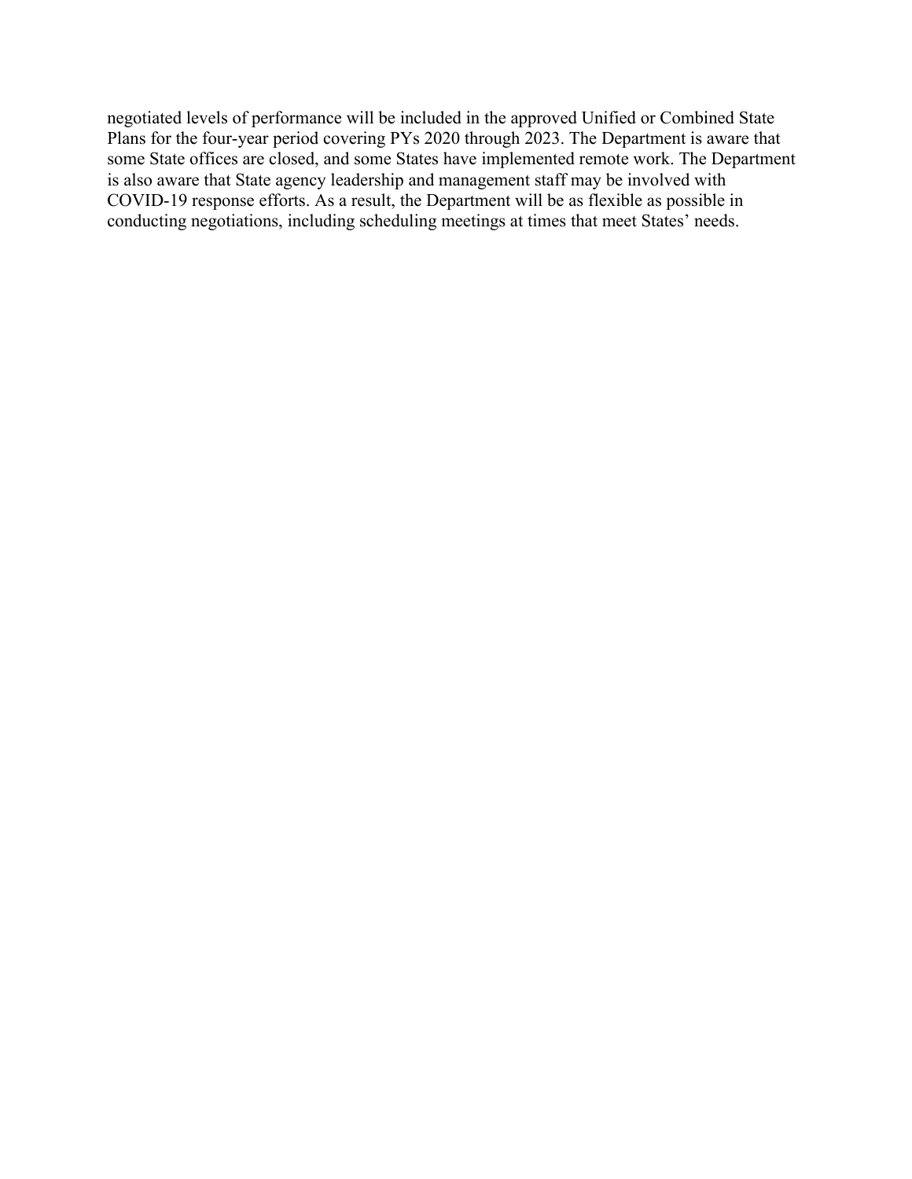negotiated levels of performance will be included in the approved Unified or Combined State Plans for the four-year period covering PYs 2020 through 2023. The Department is aware that some State offices are closed, and some States have implemented remote work. The Department is also aware that State agency leadership and management staff may be involved with COVID-19 response efforts. As a result, the Department will be as flexible as possible in conducting negotiations, including scheduling meetings at times that meet States' needs.